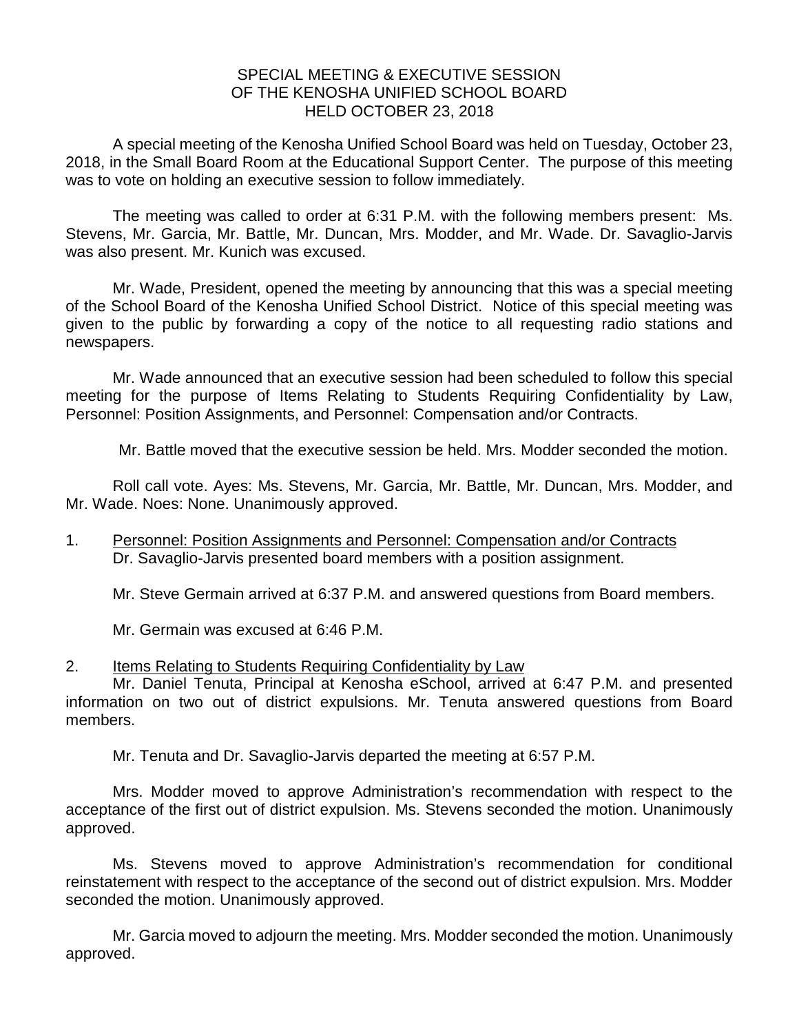# SPECIAL MEETING & EXECUTIVE SESSION OF THE KENOSHA UNIFIED SCHOOL BOARD HELD OCTOBER 23, 2018

A special meeting of the Kenosha Unified School Board was held on Tuesday, October 23, 2018, in the Small Board Room at the Educational Support Center. The purpose of this meeting was to vote on holding an executive session to follow immediately.

The meeting was called to order at 6:31 P.M. with the following members present: Ms. Stevens, Mr. Garcia, Mr. Battle, Mr. Duncan, Mrs. Modder, and Mr. Wade. Dr. Savaglio-Jarvis was also present. Mr. Kunich was excused.

Mr. Wade, President, opened the meeting by announcing that this was a special meeting of the School Board of the Kenosha Unified School District. Notice of this special meeting was given to the public by forwarding a copy of the notice to all requesting radio stations and newspapers.

Mr. Wade announced that an executive session had been scheduled to follow this special meeting for the purpose of Items Relating to Students Requiring Confidentiality by Law, Personnel: Position Assignments, and Personnel: Compensation and/or Contracts.

Mr. Battle moved that the executive session be held. Mrs. Modder seconded the motion.

Roll call vote. Ayes: Ms. Stevens, Mr. Garcia, Mr. Battle, Mr. Duncan, Mrs. Modder, and Mr. Wade. Noes: None. Unanimously approved.

1. Personnel: Position Assignments and Personnel: Compensation and/or Contracts
   Dr. Savaglio-Jarvis presented board members with a position assignment.

   Mr. Steve Germain arrived at 6:37 P.M. and answered questions from Board members.

   Mr. Germain was excused at 6:46 P.M.

2. Items Relating to Students Requiring Confidentiality by Law
   Mr. Daniel Tenuta, Principal at Kenosha eSchool, arrived at 6:47 P.M. and presented information on two out of district expulsions. Mr. Tenuta answered questions from Board members.

   Mr. Tenuta and Dr. Savaglio-Jarvis departed the meeting at 6:57 P.M.

   Mrs. Modder moved to approve Administration's recommendation with respect to the acceptance of the first out of district expulsion. Ms. Stevens seconded the motion. Unanimously approved.

   Ms. Stevens moved to approve Administration's recommendation for conditional reinstatement with respect to the acceptance of the second out of district expulsion. Mrs. Modder seconded the motion. Unanimously approved.

   Mr. Garcia moved to adjourn the meeting. Mrs. Modder seconded the motion. Unanimously approved.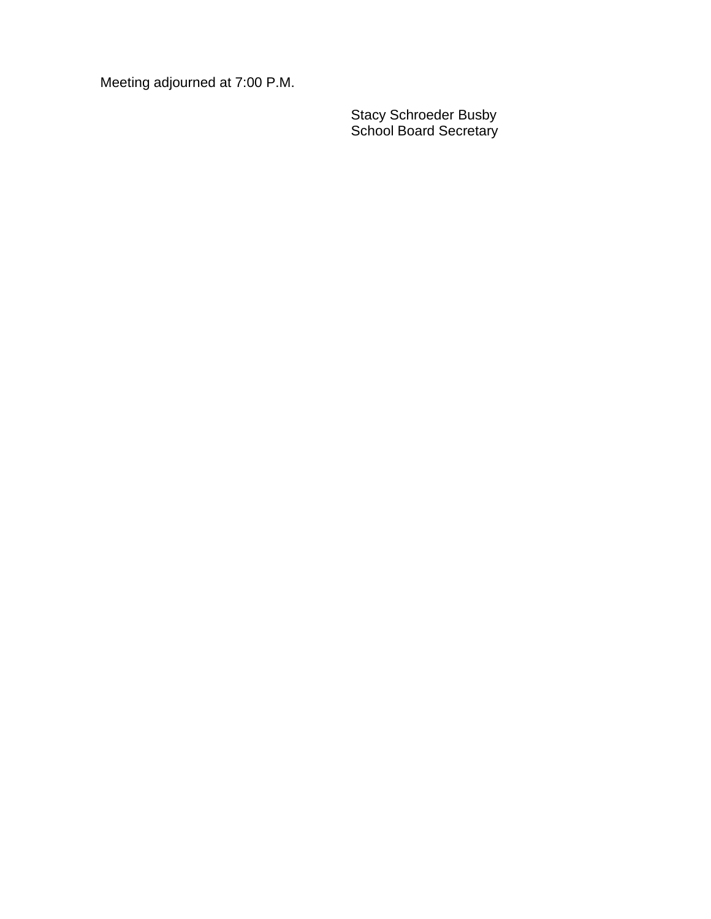Meeting adjourned at 7:00 P.M.

Stacy Schroeder Busby
School Board Secretary